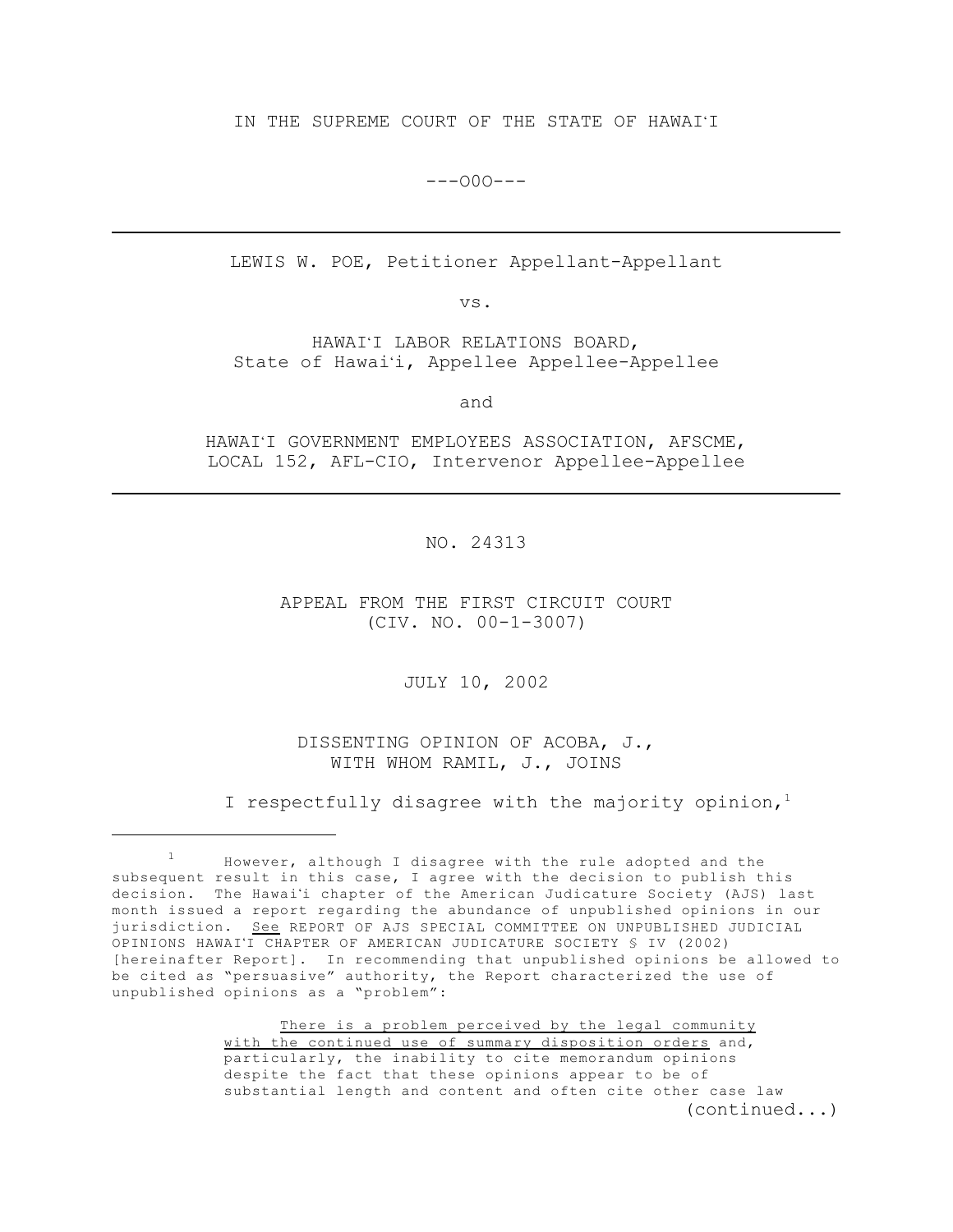IN THE SUPREME COURT OF THE STATE OF HAWAIʻI

---o0o---

---

LEWIS W. POE, Petitioner Appellant-Appellant

vs.

HAWAIʻI LABOR RELATIONS BOARD,
State of Hawaiʻi, Appellee Appellee-Appellee

and

HAWAIʻI GOVERNMENT EMPLOYEES ASSOCIATION, AFSCME,
LOCAL 152, AFL-CIO, Intervenor Appellee-Appellee

---

NO. 24313

APPEAL FROM THE FIRST CIRCUIT COURT
(CIV. NO. 00-1-3007)

JULY 10, 2002

DISSENTING OPINION OF ACOBA, J.,
WITH WHOM RAMIL, J., JOINS

I respectfully disagree with the majority opinion,[1]

---

[1] However, although I disagree with the rule adopted and the subsequent result in this case, I agree with the decision to publish this decision. The Hawaiʻi chapter of the American Judicature Society (AJS) last month issued a report regarding the abundance of unpublished opinions in our jurisdiction. See REPORT OF AJS SPECIAL COMMITTEE ON UNPUBLISHED JUDICIAL OPINIONS HAWAIʻI CHAPTER OF AMERICAN JUDICATURE SOCIETY § IV (2002) [hereinafter Report]. In recommending that unpublished opinions be allowed to be cited as "persuasive" authority, the Report characterized the use of unpublished opinions as a "problem":

> There is a problem perceived by the legal community with the continued use of summary disposition orders and, particularly, the inability to cite memorandum opinions despite the fact that these opinions appear to be of substantial length and content and often cite other case law

(continued...)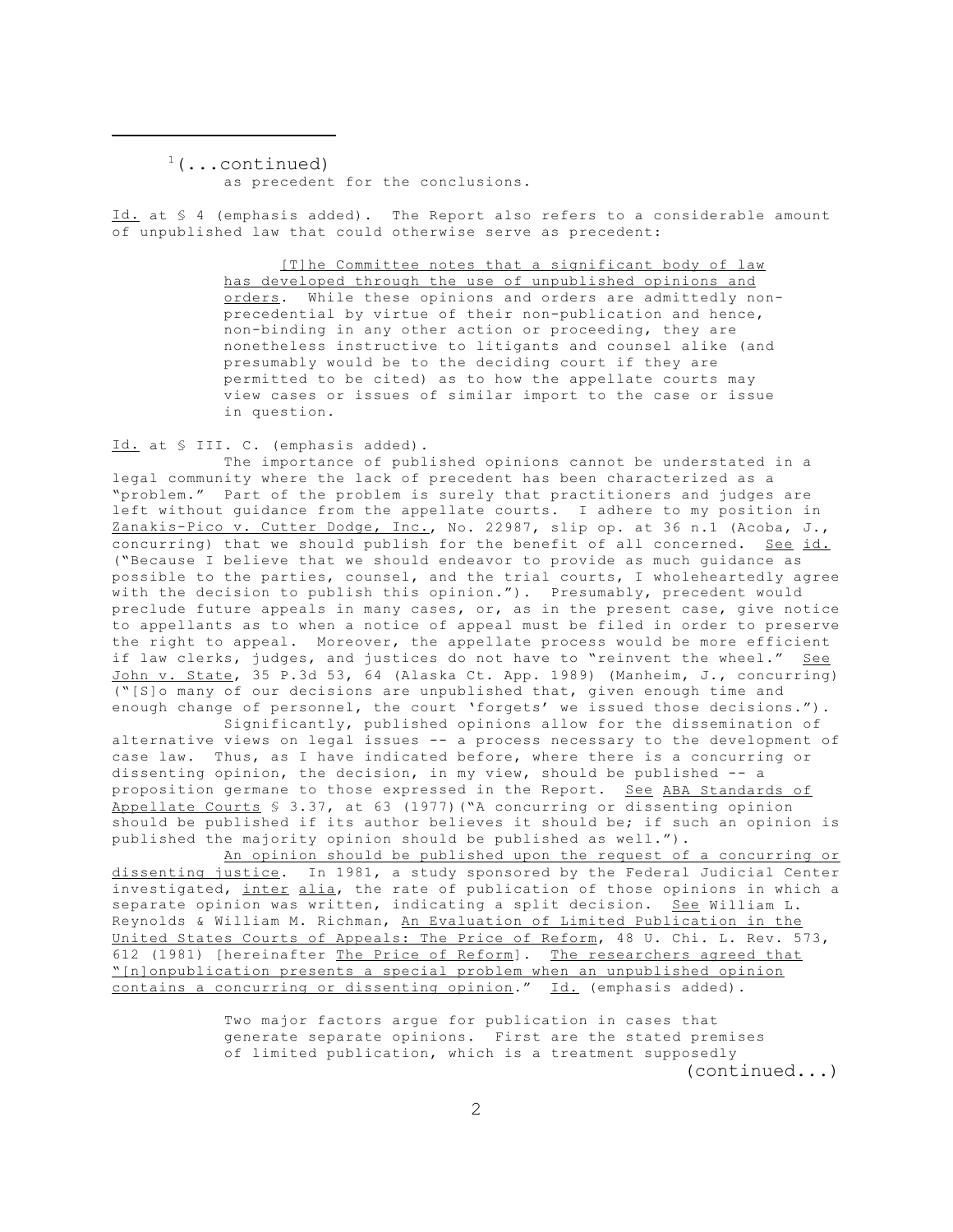[1](...continued)
as precedent for the conclusions.

Id. at § 4 (emphasis added). The Report also refers to a considerable amount of unpublished law that could otherwise serve as precedent:

> [T]he Committee notes that a significant body of law has developed through the use of unpublished opinions and orders. While these opinions and orders are admittedly non-precedential by virtue of their non-publication and hence, non-binding in any other action or proceeding, they are nonetheless instructive to litigants and counsel alike (and presumably would be to the deciding court if they are permitted to be cited) as to how the appellate courts may view cases or issues of similar import to the case or issue in question.

Id. at § III. C. (emphasis added).

The importance of published opinions cannot be understated in a legal community where the lack of precedent has been characterized as a "problem." Part of the problem is surely that practitioners and judges are left without guidance from the appellate courts. I adhere to my position in Zanakis-Pico v. Cutter Dodge, Inc., No. 22987, slip op. at 36 n.1 (Acoba, J., concurring) that we should publish for the benefit of all concerned. See id. ("Because I believe that we should endeavor to provide as much guidance as possible to the parties, counsel, and the trial courts, I wholeheartedly agree with the decision to publish this opinion."). Presumably, precedent would preclude future appeals in many cases, or, as in the present case, give notice to appellants as to when a notice of appeal must be filed in order to preserve the right to appeal. Moreover, the appellate process would be more efficient if law clerks, judges, and justices do not have to "reinvent the wheel." See John v. State, 35 P.3d 53, 64 (Alaska Ct. App. 1989) (Manheim, J., concurring) ("[S]o many of our decisions are unpublished that, given enough time and enough change of personnel, the court 'forgets' we issued those decisions.").

Significantly, published opinions allow for the dissemination of alternative views on legal issues -- a process necessary to the development of case law. Thus, as I have indicated before, where there is a concurring or dissenting opinion, the decision, in my view, should be published -- a proposition germane to those expressed in the Report. See ABA Standards of Appellate Courts § 3.37, at 63 (1977)("A concurring or dissenting opinion should be published if its author believes it should be; if such an opinion is published the majority opinion should be published as well.").

An opinion should be published upon the request of a concurring or dissenting justice. In 1981, a study sponsored by the Federal Judicial Center investigated, inter alia, the rate of publication of those opinions in which a separate opinion was written, indicating a split decision. See William L. Reynolds & William M. Richman, An Evaluation of Limited Publication in the United States Courts of Appeals: The Price of Reform, 48 U. Chi. L. Rev. 573, 612 (1981) [hereinafter The Price of Reform]. The researchers agreed that "[n]onpublication presents a special problem when an unpublished opinion contains a concurring or dissenting opinion." Id. (emphasis added).

> Two major factors argue for publication in cases that generate separate opinions. First are the stated premises of limited publication, which is a treatment supposedly

(continued...)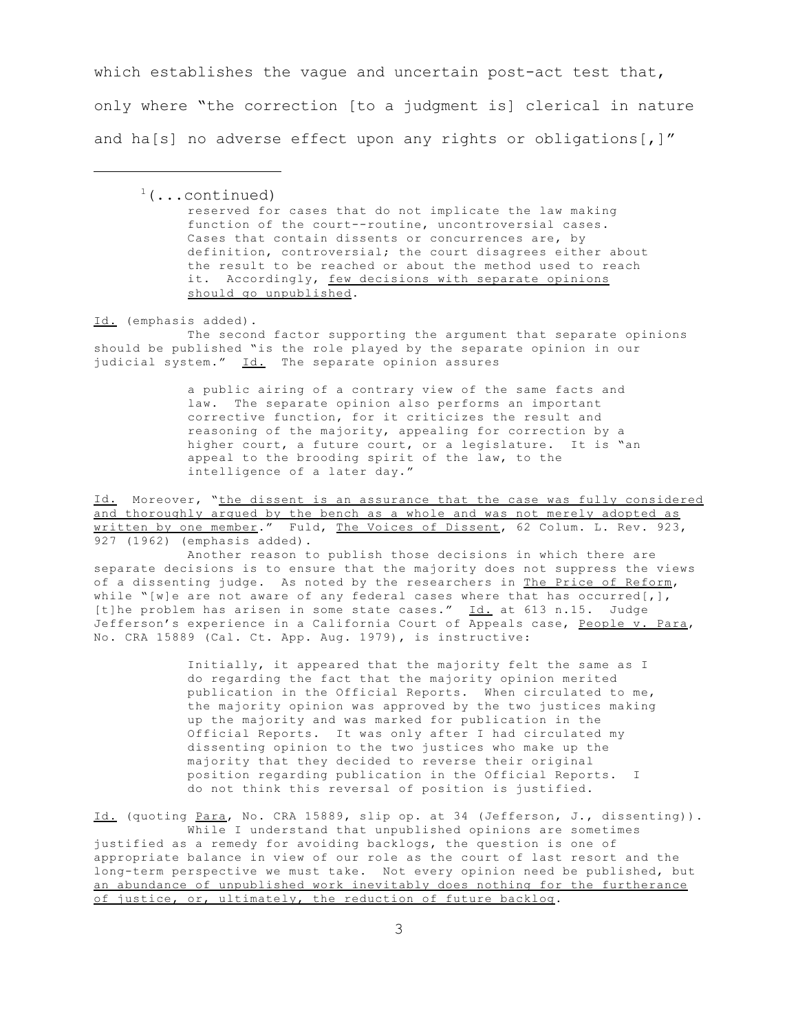which establishes the vague and uncertain post-act test that, only where "the correction [to a judgment is] clerical in nature and ha[s] no adverse effect upon any rights or obligations[,]"

---

[1](...continued)

> reserved for cases that do not implicate the law making function of the court--routine, uncontroversial cases. Cases that contain dissents or concurrences are, by definition, controversial; the court disagrees either about the result to be reached or about the method used to reach it. Accordingly, few decisions with separate opinions should go unpublished.

Id. (emphasis added).

The second factor supporting the argument that separate opinions should be published "is the role played by the separate opinion in our judicial system." Id. The separate opinion assures

> a public airing of a contrary view of the same facts and law. The separate opinion also performs an important corrective function, for it criticizes the result and reasoning of the majority, appealing for correction by a higher court, a future court, or a legislature. It is "an appeal to the brooding spirit of the law, to the intelligence of a later day."

Id. Moreover, "the dissent is an assurance that the case was fully considered and thoroughly argued by the bench as a whole and was not merely adopted as written by one member." Fuld, The Voices of Dissent, 62 Colum. L. Rev. 923, 927 (1962) (emphasis added).

Another reason to publish those decisions in which there are separate decisions is to ensure that the majority does not suppress the views of a dissenting judge. As noted by the researchers in The Price of Reform, while "[w]e are not aware of any federal cases where that has occurred[,], [t]he problem has arisen in some state cases." Id. at 613 n.15. Judge Jefferson's experience in a California Court of Appeals case, People v. Para, No. CRA 15889 (Cal. Ct. App. Aug. 1979), is instructive:

> Initially, it appeared that the majority felt the same as I do regarding the fact that the majority opinion merited publication in the Official Reports. When circulated to me, the majority opinion was approved by the two justices making up the majority and was marked for publication in the Official Reports. It was only after I had circulated my dissenting opinion to the two justices who make up the majority that they decided to reverse their original position regarding publication in the Official Reports. I do not think this reversal of position is justified.

Id. (quoting Para, No. CRA 15889, slip op. at 34 (Jefferson, J., dissenting)).

While I understand that unpublished opinions are sometimes justified as a remedy for avoiding backlogs, the question is one of appropriate balance in view of our role as the court of last resort and the long-term perspective we must take. Not every opinion need be published, but an abundance of unpublished work inevitably does nothing for the furtherance of justice, or, ultimately, the reduction of future backlog.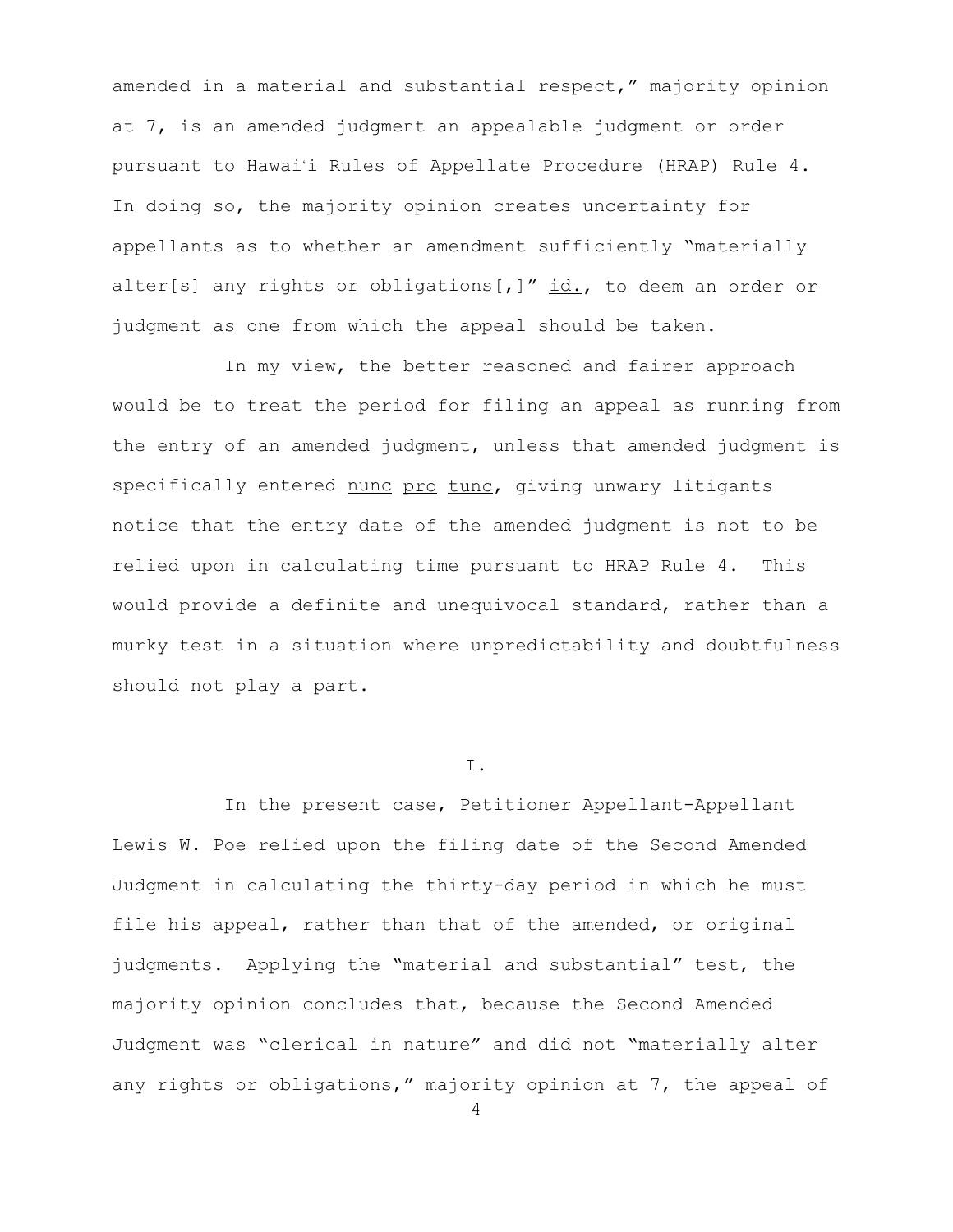amended in a material and substantial respect," majority opinion at 7, is an amended judgment an appealable judgment or order pursuant to Hawai'i Rules of Appellate Procedure (HRAP) Rule 4. In doing so, the majority opinion creates uncertainty for appellants as to whether an amendment sufficiently "materially alter[s] any rights or obligations[,]" id., to deem an order or judgment as one from which the appeal should be taken.

In my view, the better reasoned and fairer approach would be to treat the period for filing an appeal as running from the entry of an amended judgment, unless that amended judgment is specifically entered nunc pro tunc, giving unwary litigants notice that the entry date of the amended judgment is not to be relied upon in calculating time pursuant to HRAP Rule 4. This would provide a definite and unequivocal standard, rather than a murky test in a situation where unpredictability and doubtfulness should not play a part.

## I.

In the present case, Petitioner Appellant-Appellant Lewis W. Poe relied upon the filing date of the Second Amended Judgment in calculating the thirty-day period in which he must file his appeal, rather than that of the amended, or original judgments. Applying the "material and substantial" test, the majority opinion concludes that, because the Second Amended Judgment was "clerical in nature" and did not "materially alter any rights or obligations," majority opinion at 7, the appeal of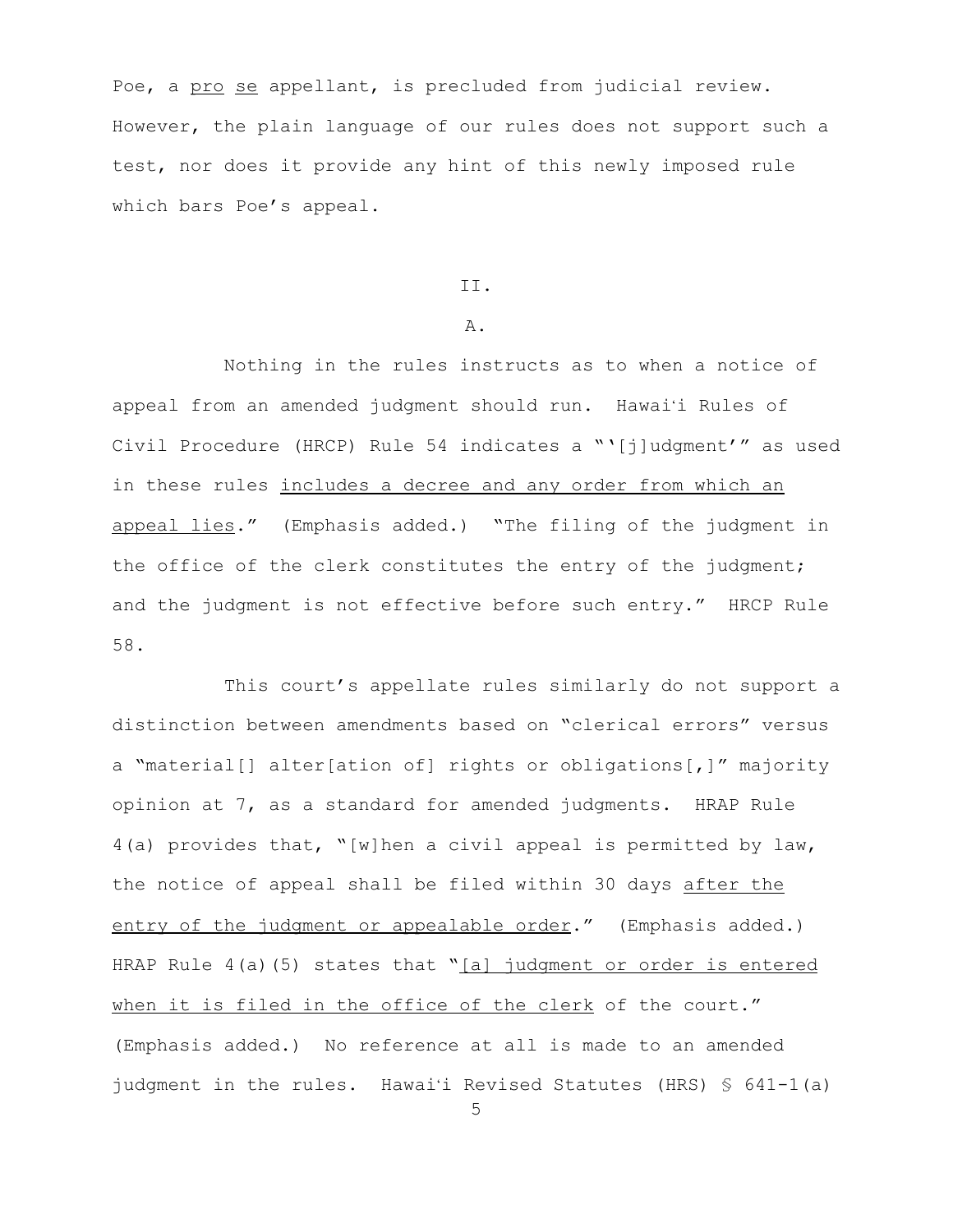Poe, a pro se appellant, is precluded from judicial review. However, the plain language of our rules does not support such a test, nor does it provide any hint of this newly imposed rule which bars Poe's appeal.

II.

A.

Nothing in the rules instructs as to when a notice of appeal from an amended judgment should run. Hawaiʻi Rules of Civil Procedure (HRCP) Rule 54 indicates a "'[j]udgment'" as used in these rules includes a decree and any order from which an appeal lies." (Emphasis added.) "The filing of the judgment in the office of the clerk constitutes the entry of the judgment; and the judgment is not effective before such entry." HRCP Rule 58.

This court's appellate rules similarly do not support a distinction between amendments based on "clerical errors" versus a "material[] alter[ation of] rights or obligations[,]" majority opinion at 7, as a standard for amended judgments. HRAP Rule 4(a) provides that, "[w]hen a civil appeal is permitted by law, the notice of appeal shall be filed within 30 days after the entry of the judgment or appealable order." (Emphasis added.) HRAP Rule 4(a)(5) states that "[a] judgment or order is entered when it is filed in the office of the clerk of the court." (Emphasis added.) No reference at all is made to an amended judgment in the rules. Hawaiʻi Revised Statutes (HRS) § 641-1(a)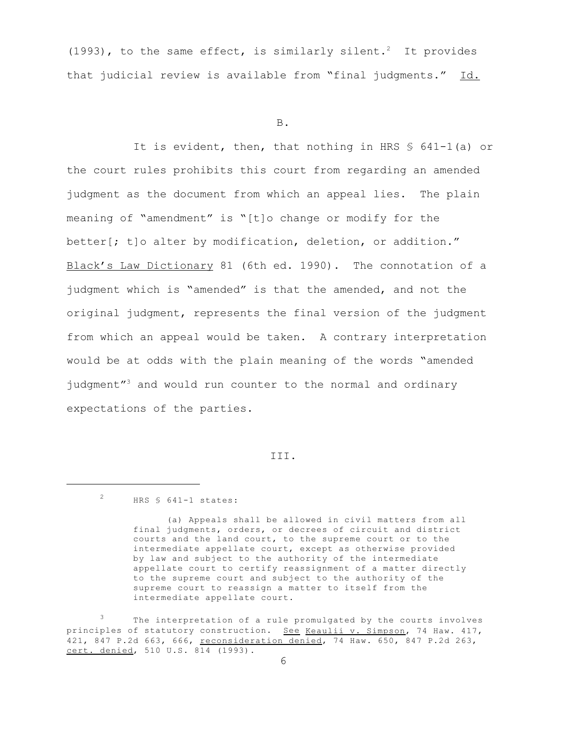(1993), to the same effect, is similarly silent.[2] It provides that judicial review is available from "final judgments." Id.

B.

It is evident, then, that nothing in HRS § 641-1(a) or the court rules prohibits this court from regarding an amended judgment as the document from which an appeal lies. The plain meaning of "amendment" is "[t]o change or modify for the better[; t]o alter by modification, deletion, or addition." Black's Law Dictionary 81 (6th ed. 1990). The connotation of a judgment which is "amended" is that the amended, and not the original judgment, represents the final version of the judgment from which an appeal would be taken. A contrary interpretation would be at odds with the plain meaning of the words "amended judgment"[3] and would run counter to the normal and ordinary expectations of the parties.

III.

---

[2] HRS § 641-1 states:

> (a) Appeals shall be allowed in civil matters from all final judgments, orders, or decrees of circuit and district courts and the land court, to the supreme court or to the intermediate appellate court, except as otherwise provided by law and subject to the authority of the intermediate appellate court to certify reassignment of a matter directly to the supreme court and subject to the authority of the supreme court to reassign a matter to itself from the intermediate appellate court.

[3] The interpretation of a rule promulgated by the courts involves principles of statutory construction. See Keaulii v. Simpson, 74 Haw. 417, 421, 847 P.2d 663, 666, reconsideration denied, 74 Haw. 650, 847 P.2d 263, cert. denied, 510 U.S. 814 (1993).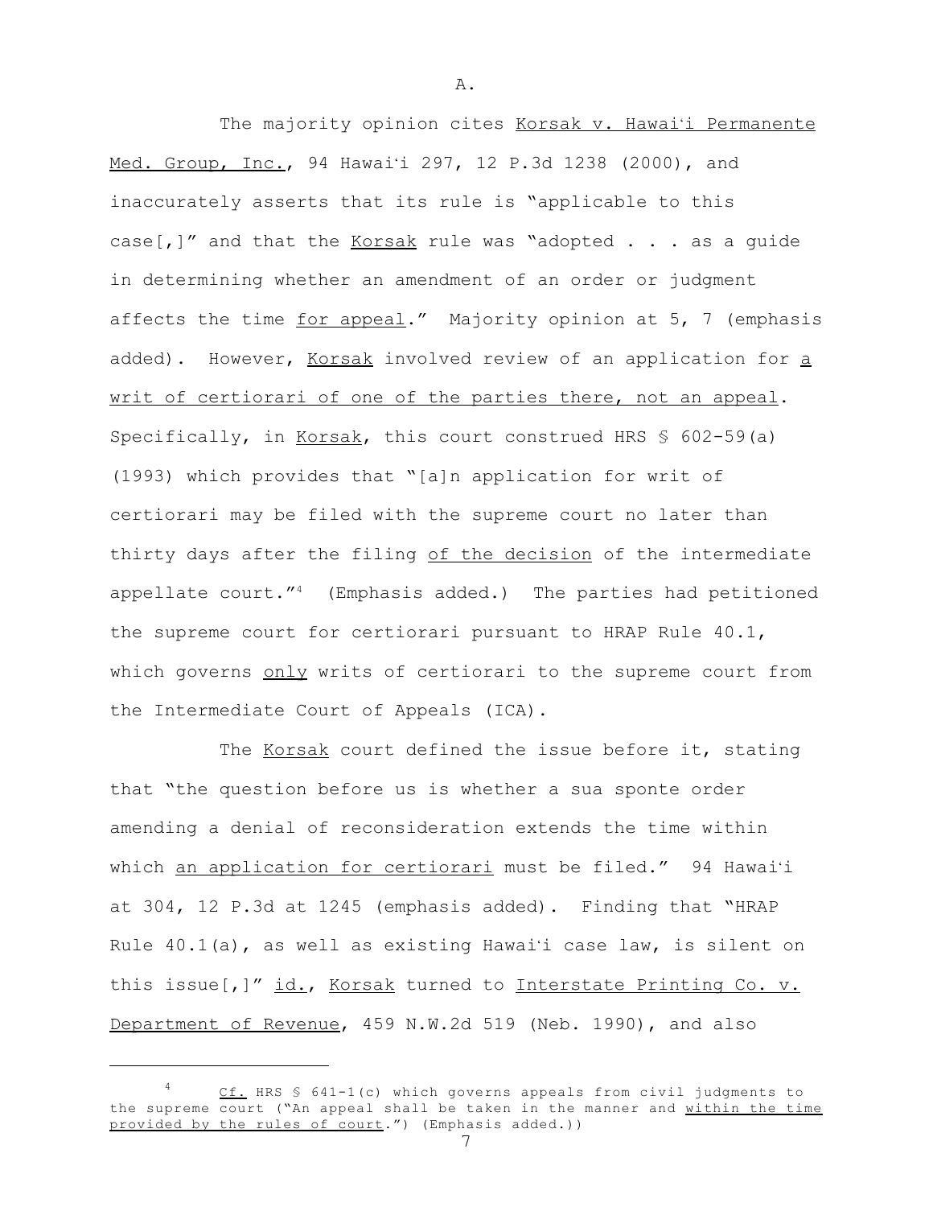A.

The majority opinion cites Korsak v. Hawaiʻi Permanente Med. Group, Inc., 94 Hawaiʻi 297, 12 P.3d 1238 (2000), and inaccurately asserts that its rule is "applicable to this case[,]" and that the Korsak rule was "adopted . . . as a guide in determining whether an amendment of an order or judgment affects the time for appeal." Majority opinion at 5, 7 (emphasis added). However, Korsak involved review of an application for a writ of certiorari of one of the parties there, not an appeal. Specifically, in Korsak, this court construed HRS § 602-59(a) (1993) which provides that "[a]n application for writ of certiorari may be filed with the supreme court no later than thirty days after the filing of the decision of the intermediate appellate court."[4] (Emphasis added.) The parties had petitioned the supreme court for certiorari pursuant to HRAP Rule 40.1, which governs only writs of certiorari to the supreme court from the Intermediate Court of Appeals (ICA).

The Korsak court defined the issue before it, stating that "the question before us is whether a sua sponte order amending a denial of reconsideration extends the time within which an application for certiorari must be filed." 94 Hawaiʻi at 304, 12 P.3d at 1245 (emphasis added). Finding that "HRAP Rule 40.1(a), as well as existing Hawaiʻi case law, is silent on this issue[,]" id., Korsak turned to Interstate Printing Co. v. Department of Revenue, 459 N.W.2d 519 (Neb. 1990), and also

---

[4] Cf. HRS § 641-1(c) which governs appeals from civil judgments to the supreme court ("An appeal shall be taken in the manner and within the time provided by the rules of court.") (Emphasis added.))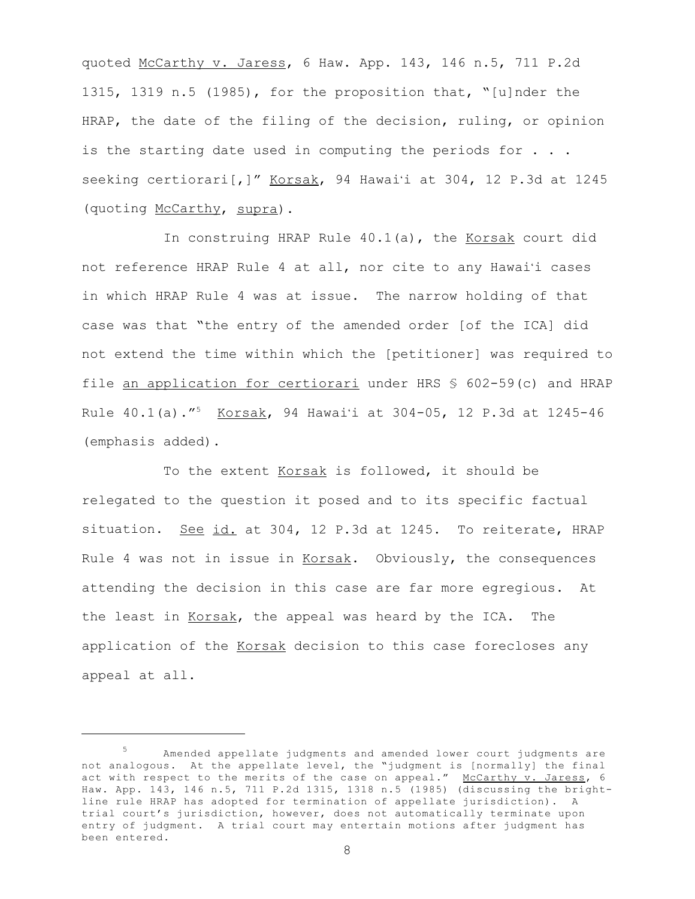quoted McCarthy v. Jaress, 6 Haw. App. 143, 146 n.5, 711 P.2d 1315, 1319 n.5 (1985), for the proposition that, "[u]nder the HRAP, the date of the filing of the decision, ruling, or opinion is the starting date used in computing the periods for . . . seeking certiorari[,]" Korsak, 94 Hawaiʻi at 304, 12 P.3d at 1245 (quoting McCarthy, supra).

In construing HRAP Rule 40.1(a), the Korsak court did not reference HRAP Rule 4 at all, nor cite to any Hawaiʻi cases in which HRAP Rule 4 was at issue. The narrow holding of that case was that "the entry of the amended order [of the ICA] did not extend the time within which the [petitioner] was required to file <u>an application for certiorari</u> under HRS § 602-59(c) and HRAP Rule 40.1(a)."[5] Korsak, 94 Hawaiʻi at 304-05, 12 P.3d at 1245-46 (emphasis added).

To the extent Korsak is followed, it should be relegated to the question it posed and to its specific factual situation. See id. at 304, 12 P.3d at 1245. To reiterate, HRAP Rule 4 was not in issue in Korsak. Obviously, the consequences attending the decision in this case are far more egregious. At the least in Korsak, the appeal was heard by the ICA. The application of the Korsak decision to this case forecloses any appeal at all.

---

[5] Amended appellate judgments and amended lower court judgments are not analogous. At the appellate level, the "judgment is [normally] the final act with respect to the merits of the case on appeal." McCarthy v. Jaress, 6 Haw. App. 143, 146 n.5, 711 P.2d 1315, 1318 n.5 (1985) (discussing the bright-line rule HRAP has adopted for termination of appellate jurisdiction). A trial court's jurisdiction, however, does not automatically terminate upon entry of judgment. A trial court may entertain motions after judgment has been entered.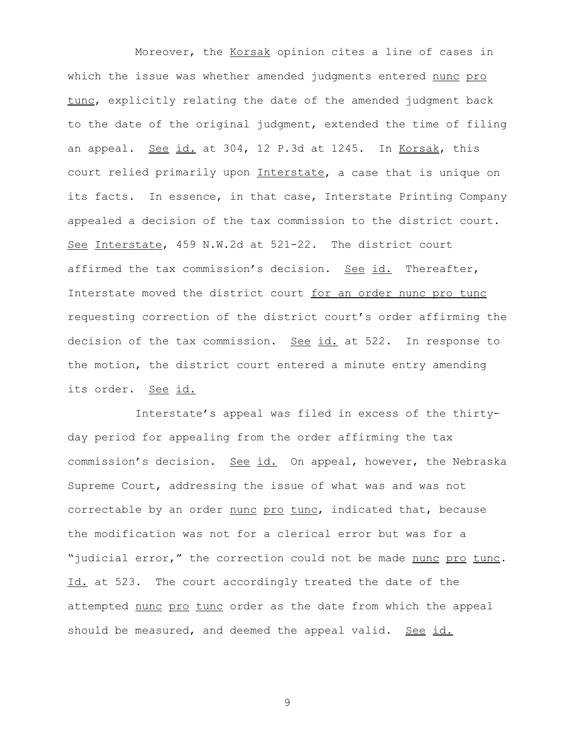Moreover, the Korsak opinion cites a line of cases in which the issue was whether amended judgments entered nunc pro tunc, explicitly relating the date of the amended judgment back to the date of the original judgment, extended the time of filing an appeal. See id. at 304, 12 P.3d at 1245. In Korsak, this court relied primarily upon Interstate, a case that is unique on its facts. In essence, in that case, Interstate Printing Company appealed a decision of the tax commission to the district court. See Interstate, 459 N.W.2d at 521-22. The district court affirmed the tax commission's decision. See id. Thereafter, Interstate moved the district court for an order nunc pro tunc requesting correction of the district court's order affirming the decision of the tax commission. See id. at 522. In response to the motion, the district court entered a minute entry amending its order. See id.

Interstate's appeal was filed in excess of the thirty-day period for appealing from the order affirming the tax commission's decision. See id. On appeal, however, the Nebraska Supreme Court, addressing the issue of what was and was not correctable by an order nunc pro tunc, indicated that, because the modification was not for a clerical error but was for a "judicial error," the correction could not be made nunc pro tunc. Id. at 523. The court accordingly treated the date of the attempted nunc pro tunc order as the date from which the appeal should be measured, and deemed the appeal valid. See id.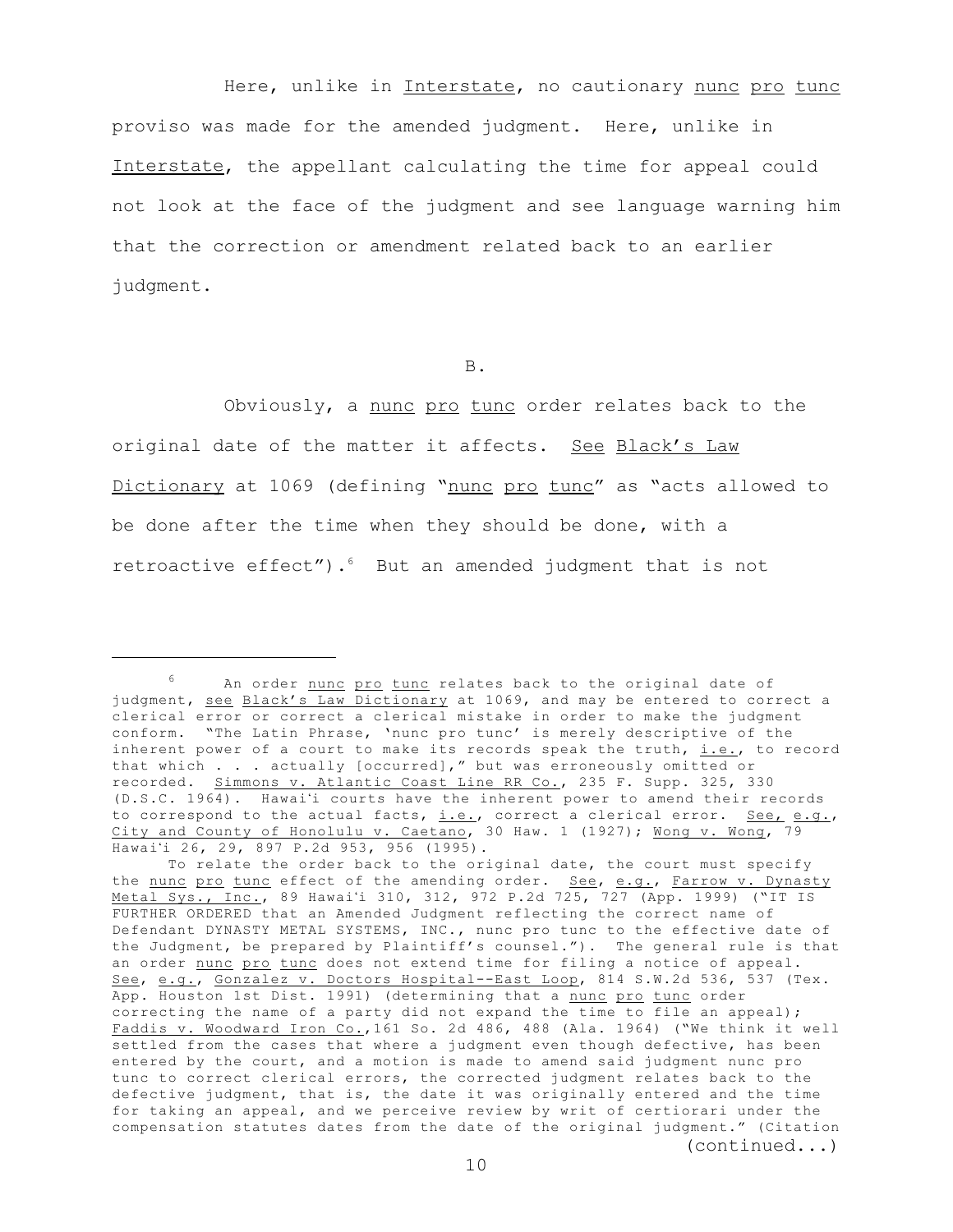Here, unlike in Interstate, no cautionary nunc pro tunc proviso was made for the amended judgment. Here, unlike in Interstate, the appellant calculating the time for appeal could not look at the face of the judgment and see language warning him that the correction or amendment related back to an earlier judgment.

B.

Obviously, a nunc pro tunc order relates back to the original date of the matter it affects. See Black's Law Dictionary at 1069 (defining "nunc pro tunc" as "acts allowed to be done after the time when they should be done, with a retroactive effect").[6] But an amended judgment that is not

---

[6] An order nunc pro tunc relates back to the original date of judgment, see Black's Law Dictionary at 1069, and may be entered to correct a clerical error or correct a clerical mistake in order to make the judgment conform. "The Latin Phrase, 'nunc pro tunc' is merely descriptive of the inherent power of a court to make its records speak the truth, i.e., to record that which . . . actually [occurred]," but was erroneously omitted or recorded. Simmons v. Atlantic Coast Line RR Co., 235 F. Supp. 325, 330 (D.S.C. 1964). Hawai'i courts have the inherent power to amend their records to correspond to the actual facts, i.e., correct a clerical error. See, e.g., City and County of Honolulu v. Caetano, 30 Haw. 1 (1927); Wong v. Wong, 79 Hawai'i 26, 29, 897 P.2d 953, 956 (1995).

To relate the order back to the original date, the court must specify the nunc pro tunc effect of the amending order. See, e.g., Farrow v. Dynasty Metal Sys., Inc., 89 Hawai'i 310, 312, 972 P.2d 725, 727 (App. 1999) ("IT IS FURTHER ORDERED that an Amended Judgment reflecting the correct name of Defendant DYNASTY METAL SYSTEMS, INC., nunc pro tunc to the effective date of the Judgment, be prepared by Plaintiff's counsel."). The general rule is that an order nunc pro tunc does not extend time for filing a notice of appeal. See, e.g., Gonzalez v. Doctors Hospital--East Loop, 814 S.W.2d 536, 537 (Tex. App. Houston 1st Dist. 1991) (determining that a nunc pro tunc order correcting the name of a party did not expand the time to file an appeal); Faddis v. Woodward Iron Co.,161 So. 2d 486, 488 (Ala. 1964) ("We think it well settled from the cases that where a judgment even though defective, has been entered by the court, and a motion is made to amend said judgment nunc pro tunc to correct clerical errors, the corrected judgment relates back to the defective judgment, that is, the date it was originally entered and the time for taking an appeal, and we perceive review by writ of certiorari under the compensation statutes dates from the date of the original judgment." (Citation

(continued...)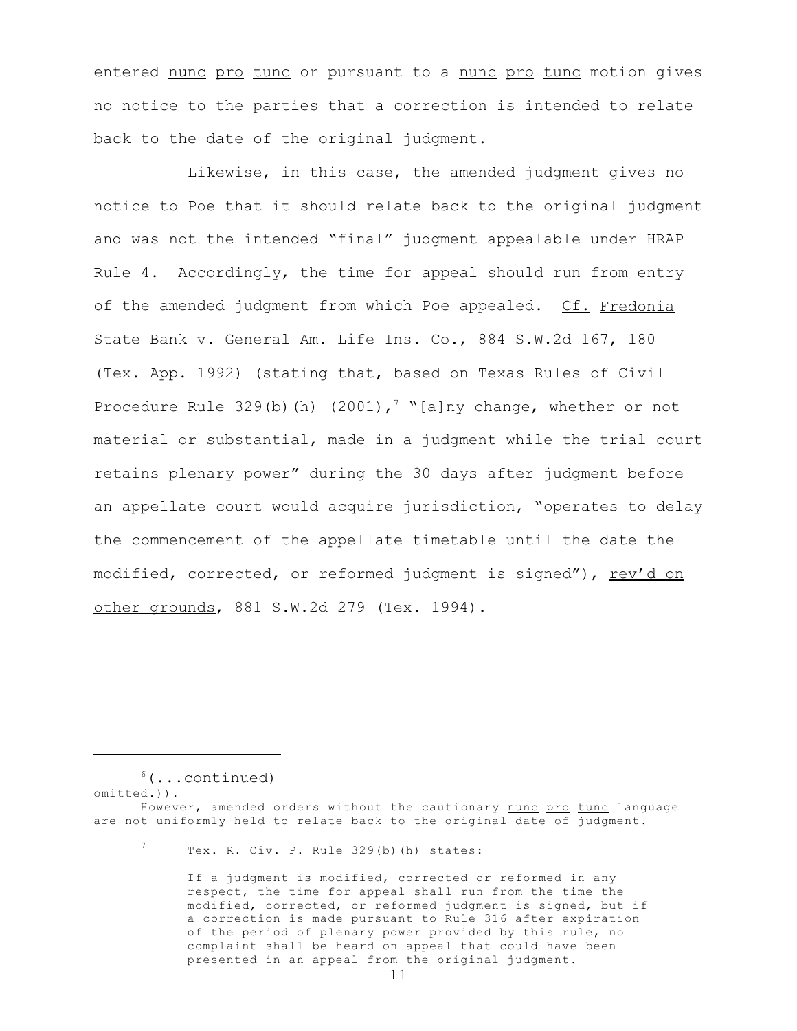entered _nunc pro tunc_ or pursuant to a _nunc pro tunc_ motion gives no notice to the parties that a correction is intended to relate back to the date of the original judgment.

Likewise, in this case, the amended judgment gives no notice to Poe that it should relate back to the original judgment and was not the intended "final" judgment appealable under HRAP Rule 4. Accordingly, the time for appeal should run from entry of the amended judgment from which Poe appealed. _Cf._ _Fredonia State Bank v. General Am. Life Ins. Co._, 884 S.W.2d 167, 180 (Tex. App. 1992) (stating that, based on Texas Rules of Civil Procedure Rule 329(b)(h) (2001),[7] "[a]ny change, whether or not material or substantial, made in a judgment while the trial court retains plenary power" during the 30 days after judgment before an appellate court would acquire jurisdiction, "operates to delay the commencement of the appellate timetable until the date the modified, corrected, or reformed judgment is signed"), _rev'd on other grounds_, 881 S.W.2d 279 (Tex. 1994).

---

[6](...continued)
omitted.)).

However, amended orders without the cautionary _nunc pro tunc_ language are not uniformly held to relate back to the original date of judgment.

[7] Tex. R. Civ. P. Rule 329(b)(h) states:

> If a judgment is modified, corrected or reformed in any respect, the time for appeal shall run from the time the modified, corrected, or reformed judgment is signed, but if a correction is made pursuant to Rule 316 after expiration of the period of plenary power provided by this rule, no complaint shall be heard on appeal that could have been presented in an appeal from the original judgment.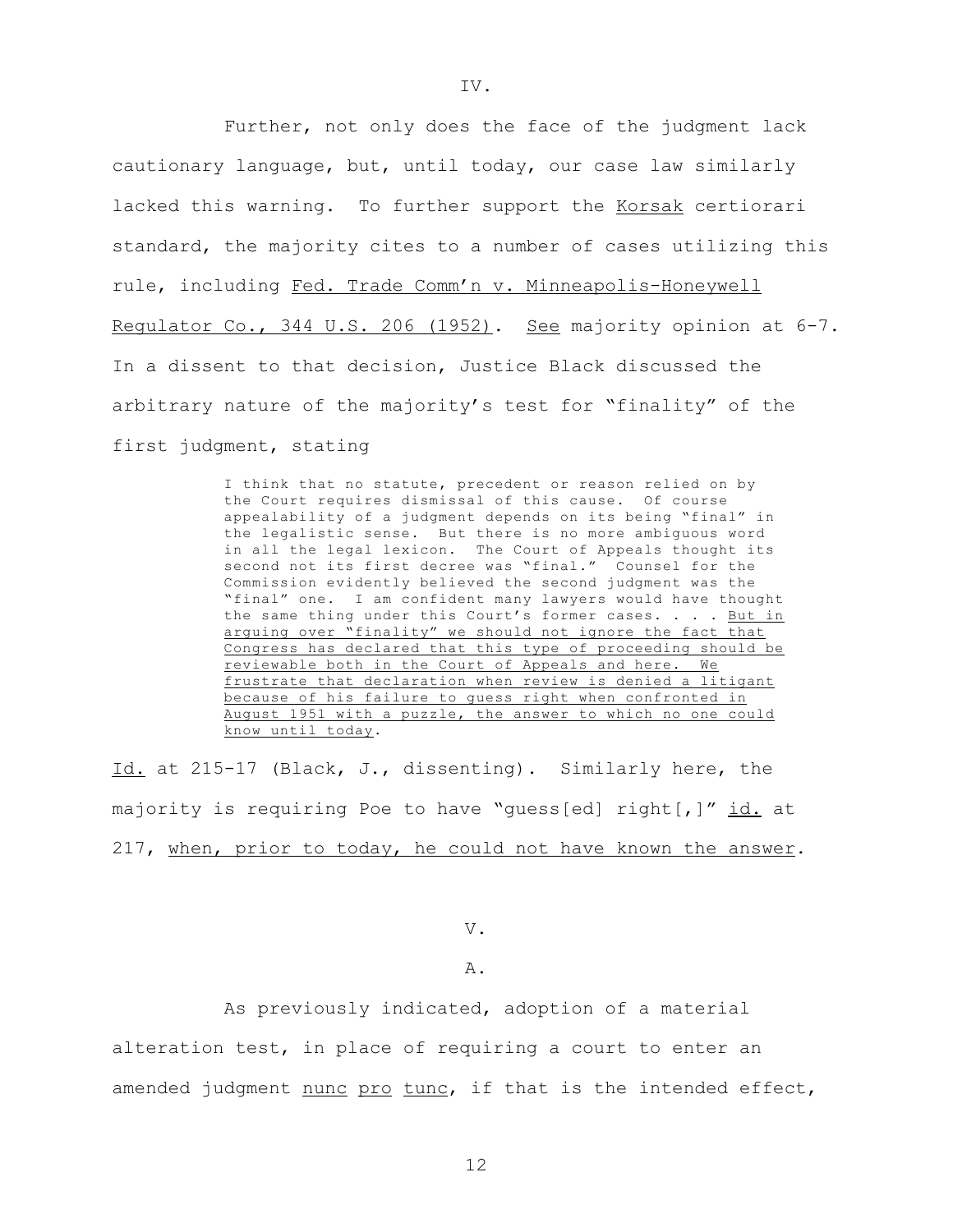IV.

Further, not only does the face of the judgment lack cautionary language, but, until today, our case law similarly lacked this warning. To further support the Korsak certiorari standard, the majority cites to a number of cases utilizing this rule, including Fed. Trade Comm'n v. Minneapolis-Honeywell Regulator Co., 344 U.S. 206 (1952). See majority opinion at 6-7. In a dissent to that decision, Justice Black discussed the arbitrary nature of the majority's test for "finality" of the first judgment, stating

> I think that no statute, precedent or reason relied on by the Court requires dismissal of this cause. Of course appealability of a judgment depends on its being "final" in the legalistic sense. But there is no more ambiguous word in all the legal lexicon. The Court of Appeals thought its second not its first decree was "final." Counsel for the Commission evidently believed the second judgment was the "final" one. I am confident many lawyers would have thought the same thing under this Court's former cases. . . . But in arguing over "finality" we should not ignore the fact that Congress has declared that this type of proceeding should be reviewable both in the Court of Appeals and here. We frustrate that declaration when review is denied a litigant because of his failure to guess right when confronted in August 1951 with a puzzle, the answer to which no one could know until today.

Id. at 215-17 (Black, J., dissenting). Similarly here, the majority is requiring Poe to have "guess[ed] right[,]" id. at 217, when, prior to today, he could not have known the answer.

V.

A.

As previously indicated, adoption of a material alteration test, in place of requiring a court to enter an amended judgment nunc pro tunc, if that is the intended effect,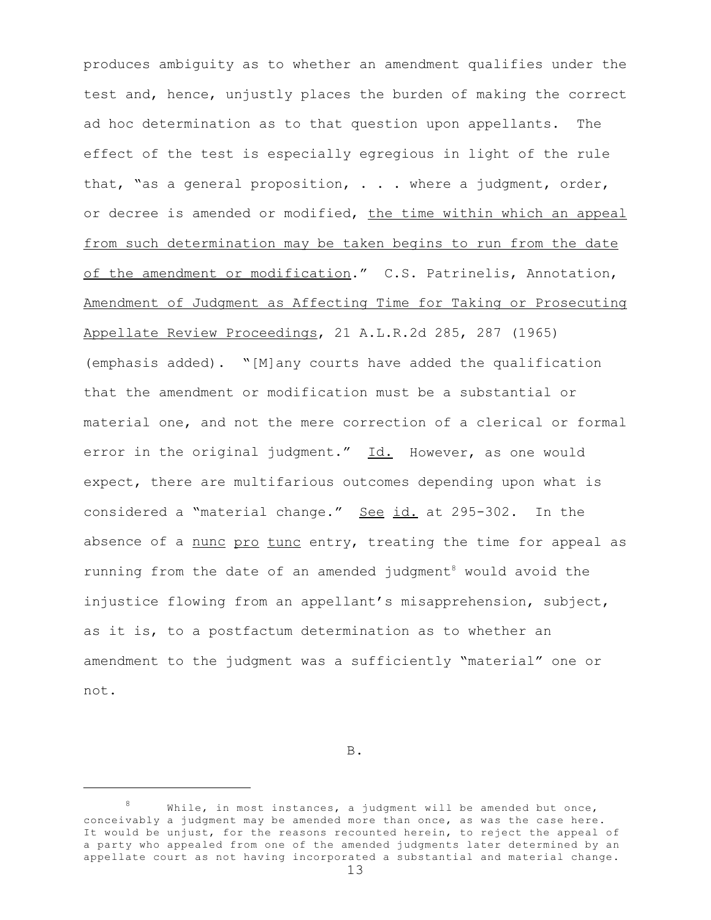produces ambiguity as to whether an amendment qualifies under the test and, hence, unjustly places the burden of making the correct ad hoc determination as to that question upon appellants. The effect of the test is especially egregious in light of the rule that, "as a general proposition, . . . where a judgment, order, or decree is amended or modified, <u>the time within which an appeal from such determination may be taken begins to run from the date of the amendment or modification</u>." C.S. Patrinelis, Annotation, <u>Amendment of Judgment as Affecting Time for Taking or Prosecuting Appellate Review Proceedings</u>, 21 A.L.R.2d 285, 287 (1965) (emphasis added). "[M]any courts have added the qualification that the amendment or modification must be a substantial or material one, and not the mere correction of a clerical or formal error in the original judgment." <u>Id.</u> However, as one would expect, there are multifarious outcomes depending upon what is considered a "material change." <u>See</u> <u>id.</u> at 295-302. In the absence of a <u>nunc</u> <u>pro</u> <u>tunc</u> entry, treating the time for appeal as running from the date of an amended judgment[8] would avoid the injustice flowing from an appellant's misapprehension, subject, as it is, to a postfactum determination as to whether an amendment to the judgment was a sufficiently "material" one or not.

B.

---

[8] While, in most instances, a judgment will be amended but once, conceivably a judgment may be amended more than once, as was the case here. It would be unjust, for the reasons recounted herein, to reject the appeal of a party who appealed from one of the amended judgments later determined by an appellate court as not having incorporated a substantial and material change.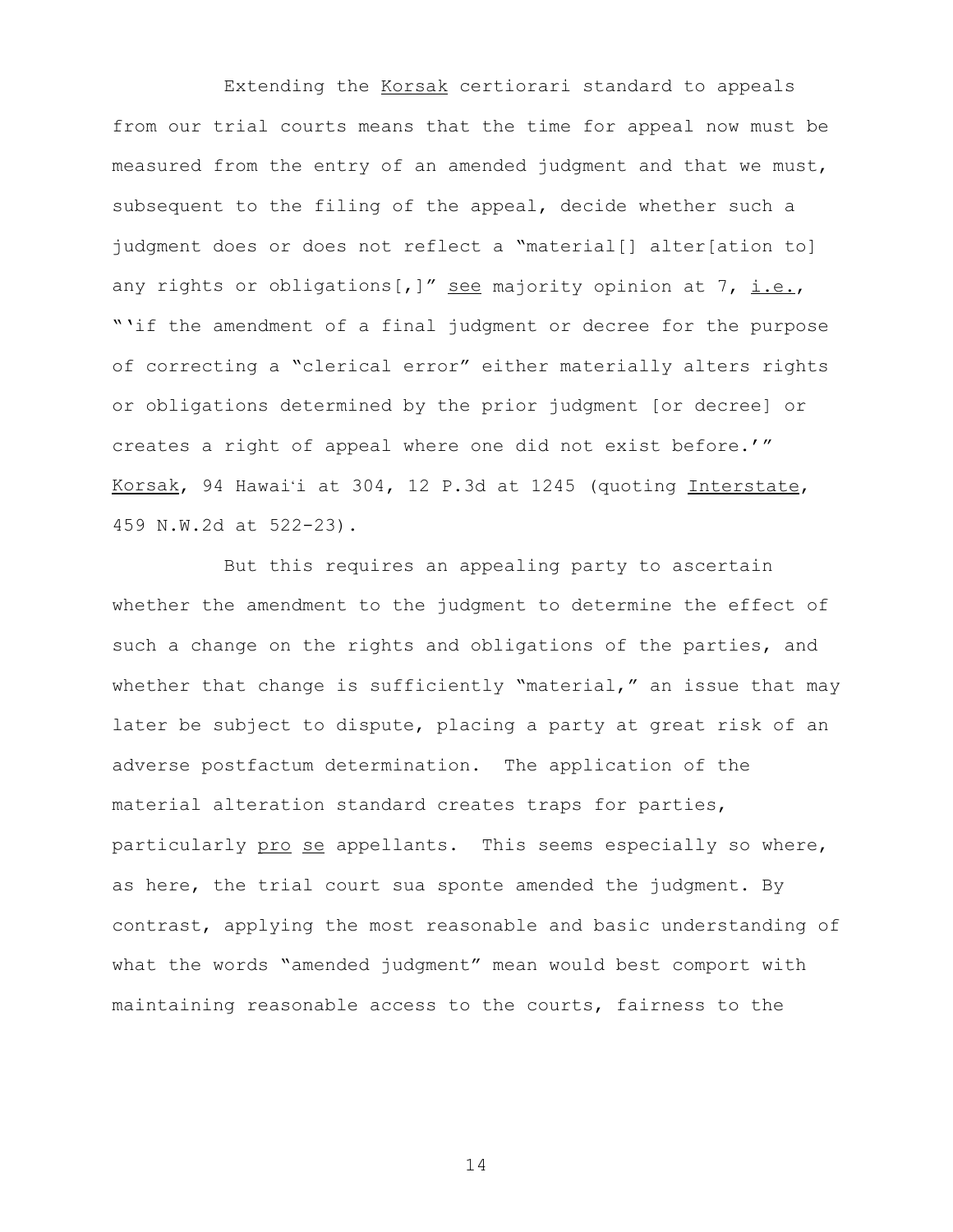Extending the Korsak certiorari standard to appeals from our trial courts means that the time for appeal now must be measured from the entry of an amended judgment and that we must, subsequent to the filing of the appeal, decide whether such a judgment does or does not reflect a "material[] alter[ation to] any rights or obligations[,]" see majority opinion at 7, i.e., "'if the amendment of a final judgment or decree for the purpose of correcting a "clerical error" either materially alters rights or obligations determined by the prior judgment [or decree] or creates a right of appeal where one did not exist before.'" Korsak, 94 Hawaiʻi at 304, 12 P.3d at 1245 (quoting Interstate, 459 N.W.2d at 522-23).

But this requires an appealing party to ascertain whether the amendment to the judgment to determine the effect of such a change on the rights and obligations of the parties, and whether that change is sufficiently "material," an issue that may later be subject to dispute, placing a party at great risk of an adverse postfactum determination. The application of the material alteration standard creates traps for parties, particularly pro se appellants. This seems especially so where, as here, the trial court sua sponte amended the judgment. By contrast, applying the most reasonable and basic understanding of what the words "amended judgment" mean would best comport with maintaining reasonable access to the courts, fairness to the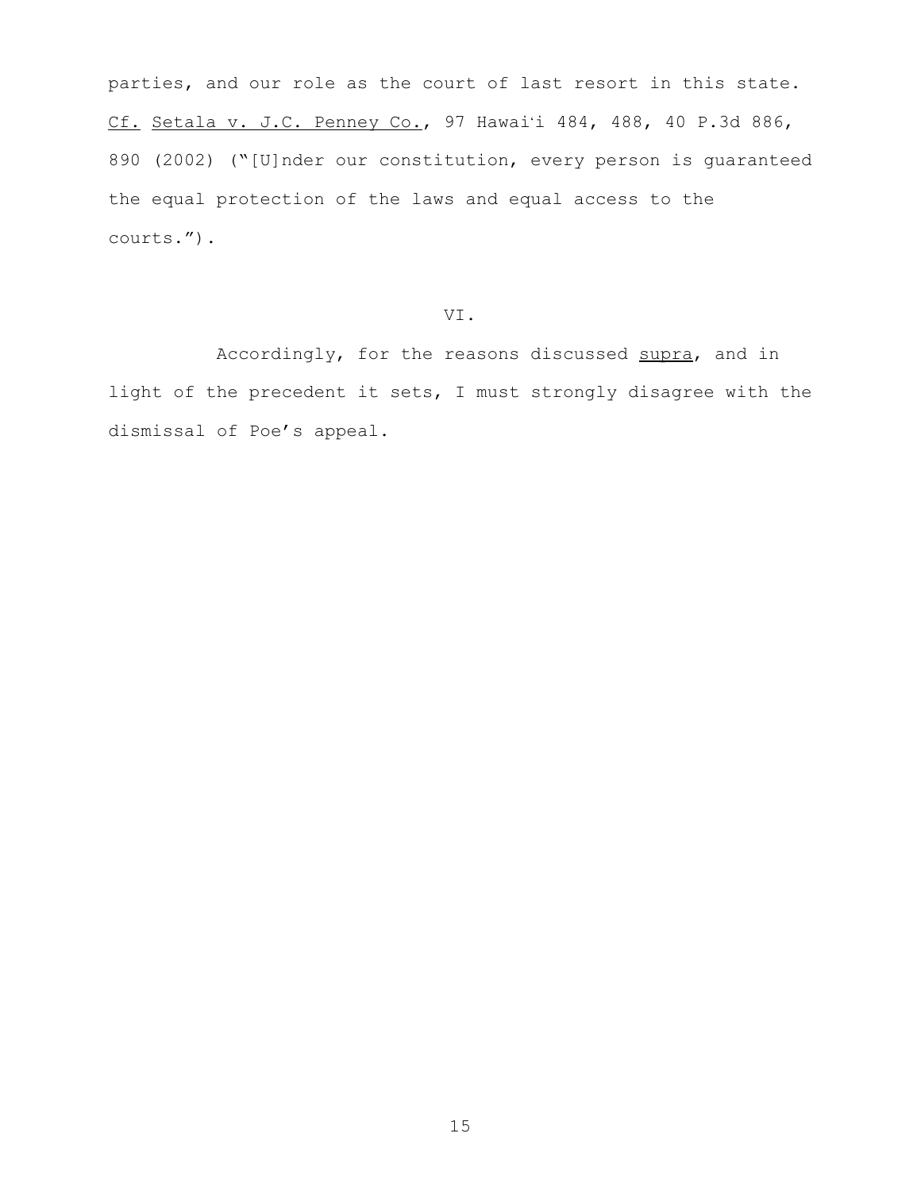parties, and our role as the court of last resort in this state. Cf. Setala v. J.C. Penney Co., 97 Hawai'i 484, 488, 40 P.3d 886, 890 (2002) ("[U]nder our constitution, every person is guaranteed the equal protection of the laws and equal access to the courts.").

VI.

Accordingly, for the reasons discussed supra, and in light of the precedent it sets, I must strongly disagree with the dismissal of Poe's appeal.